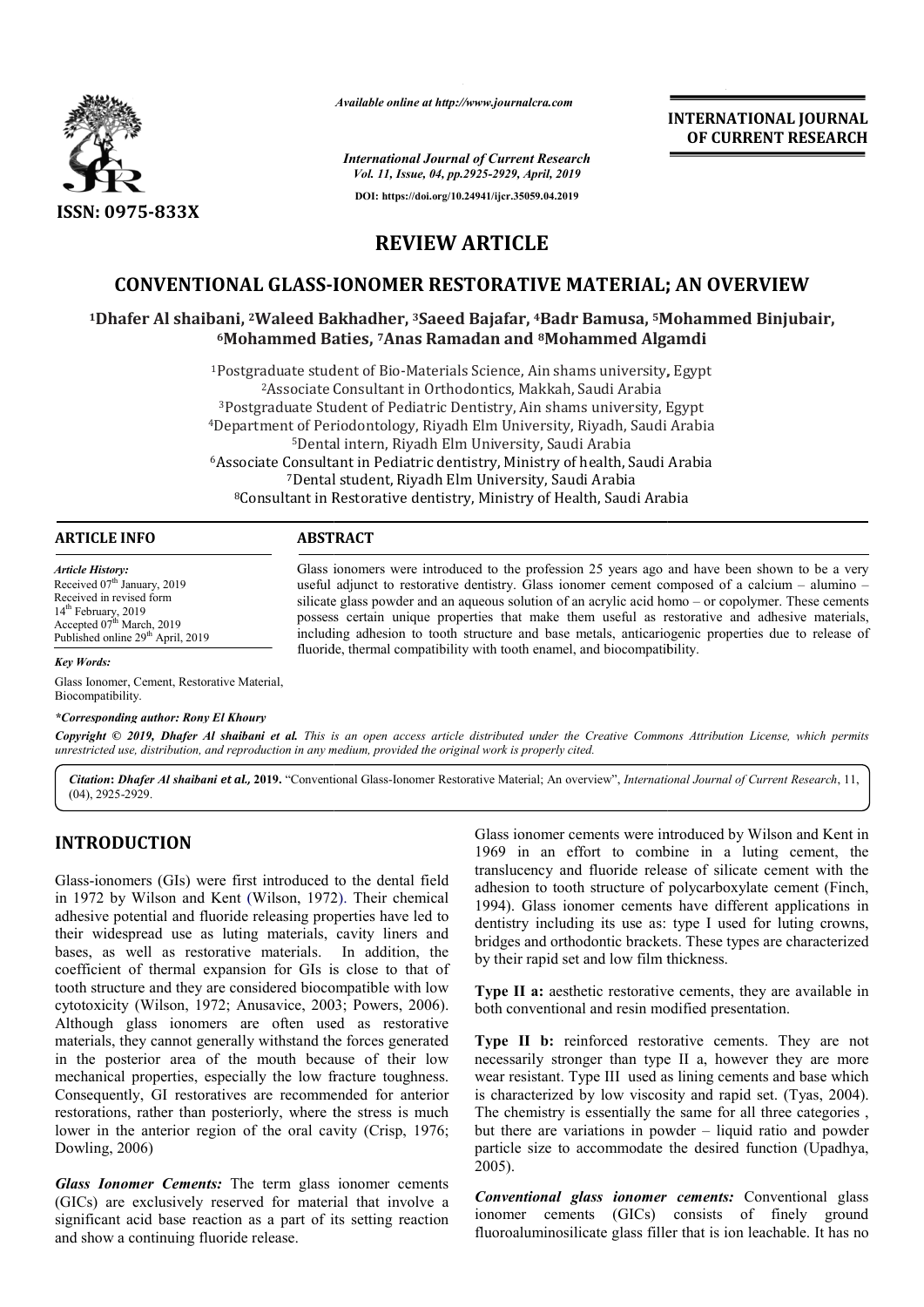*Available online at http://www.journalcra.com*

**INTERNATIONAL JOURNAL OF CURRENT RESEARCH**

ISSN: 0975-833X

*International Journal of Current Research*
*Vol. 11, Issue, 04, pp.2925-2929, April, 2019*

DOI: https://doi.org/10.24941/ijcr.35059.04.2019

# REVIEW ARTICLE

# CONVENTIONAL GLASS-IONOMER RESTORATIVE MATERIAL; AN OVERVIEW

**[1]Dhafer Al shaibani, [2]Waleed Bakhadher, [3]Saeed Bajafar, [4]Badr Bamusa, [5]Mohammed Binjubair, [6]Mohammed Baties, [7]Anas Ramadan and [8]Mohammed Algamdi**

[1]Postgraduate student of Bio-Materials Science, Ain shams university, Egypt
[2]Associate Consultant in Orthodontics, Makkah, Saudi Arabia
[3]Postgraduate Student of Pediatric Dentistry, Ain shams university, Egypt
[4]Department of Periodontology, Riyadh Elm University, Riyadh, Saudi Arabia
[5]Dental intern, Riyadh Elm University, Saudi Arabia
[6]Associate Consultant in Pediatric dentistry, Ministry of health, Saudi Arabia
[7]Dental student, Riyadh Elm University, Saudi Arabia
[8]Consultant in Restorative dentistry, Ministry of Health, Saudi Arabia

**ARTICLE INFO**

*Article History:*
Received 07[th] January, 2019
Received in revised form
14[th] February, 2019
Accepted 07[th] March, 2019
Published online 29[th] April, 2019

*Key Words:*
Glass Ionomer, Cement, Restorative Material, Biocompatibility.

***Corresponding author:** *Rony El Khoury*

**ABSTRACT**

Glass ionomers were introduced to the profession 25 years ago and have been shown to be a very useful adjunct to restorative dentistry. Glass ionomer cement composed of a calcium – alumino – silicate glass powder and an aqueous solution of an acrylic acid homo – or copolymer. These cements possess certain unique properties that make them useful as restorative and adhesive materials, including adhesion to tooth structure and base metals, anticariogenic properties due to release of fluoride, thermal compatibility with tooth enamel, and biocompatibility.

*Copyright © 2019, Dhafer Al shaibani et al. This is an open access article distributed under the Creative Commons Attribution License, which permits unrestricted use, distribution, and reproduction in any medium, provided the original work is properly cited.*

**Citation: Dhafer Al shaibani *et al.*, 2019.** "Conventional Glass-Ionomer Restorative Material; An overview", *International Journal of Current Research*, 11, (04), 2925-2929.

## INTRODUCTION

Glass-ionomers (GIs) were first introduced to the dental field in 1972 by Wilson and Kent (Wilson, 1972). Their chemical adhesive potential and fluoride releasing properties have led to their widespread use as luting materials, cavity liners and bases, as well as restorative materials. In addition, the coefficient of thermal expansion for GIs is close to that of tooth structure and they are considered biocompatible with low cytotoxicity (Wilson, 1972; Anusavice, 2003; Powers, 2006). Although glass ionomers are often used as restorative materials, they cannot generally withstand the forces generated in the posterior area of the mouth because of their low mechanical properties, especially the low fracture toughness. Consequently, GI restoratives are recommended for anterior restorations, rather than posteriorly, where the stress is much lower in the anterior region of the oral cavity (Crisp, 1976; Dowling, 2006)

***Glass Ionomer Cements:*** The term glass ionomer cements (GICs) are exclusively reserved for material that involve a significant acid base reaction as a part of its setting reaction and show a continuing fluoride release.

Glass ionomer cements were introduced by Wilson and Kent in 1969 in an effort to combine in a luting cement, the translucency and fluoride release of silicate cement with the adhesion to tooth structure of polycarboxylate cement (Finch, 1994). Glass ionomer cements have different applications in dentistry including its use as: type I used for luting crowns, bridges and orthodontic brackets. These types are characterized by their rapid set and low film thickness.

**Type II a:** aesthetic restorative cements, they are available in both conventional and resin modified presentation.

**Type II b:** reinforced restorative cements. They are not necessarily stronger than type II a, however they are more wear resistant. Type III used as lining cements and base which is characterized by low viscosity and rapid set. (Tyas, 2004). The chemistry is essentially the same for all three categories , but there are variations in powder – liquid ratio and powder particle size to accommodate the desired function (Upadhya, 2005).

***Conventional glass ionomer cements:*** Conventional glass ionomer cements (GICs) consists of finely ground fluoroaluminosilicate glass filler that is ion leachable. It has no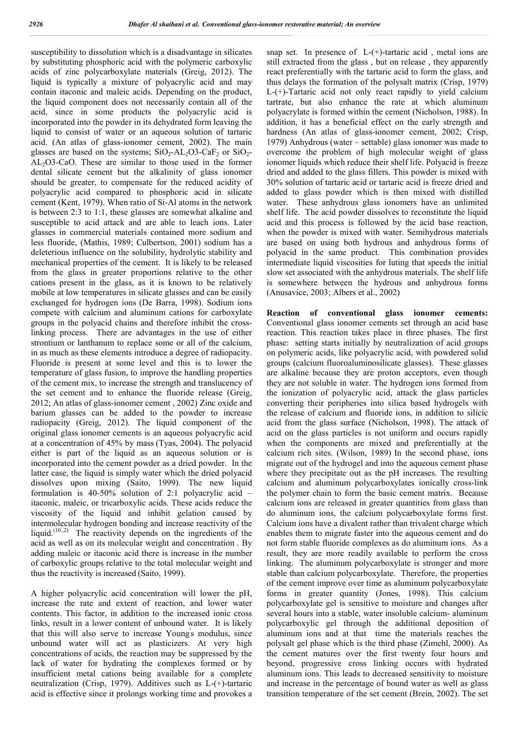susceptibility to dissolution which is a disadvantage in silicates by substituting phosphoric acid with the polymeric carboxylic acids of zinc polycarboxylate materials (Greig, 2012). The liquid is typically a mixture of polyacrylic acid and may contain itaconic and maleic acids. Depending on the product, the liquid component does not necessarily contain all of the acid, since in some products the polyacrylic acid is incorporated into the powder in its dehydrated form leaving the liquid to consist of water or an aqueous solution of tartaric acid. (An atlas of glass-ionomer cement, 2002). The main glasses are based on the systems; $SiO_2$-$AL_2O3$-$CaF_2$ or $SiO_2$-$AL_2O3$-CaO. These are similar to those used in the former dental silicate cement but the alkalinity of glass ionomer should be greater, to compensate for the reduced acidity of polyacrylic acid compared to phosphoric acid in silicate cement (Kent, 1979). When ratio of Si-Al atoms in the network is between 2:3 to 1:1, these glasses are somewhat alkaline and susceptible to acid attack and are able to leach ions. Later glasses in commercial materials contained more sodium and less fluoride, (Mathis, 1989; Culbertson, 2001) sodium has a deleterious influence on the solubility, hydrolytic stability and mechanical properties of the cement. It is likely to be released from the glass in greater proportions relative to the other cations present in the glass, as it is known to be relatively mobile at low temperatures in silicate glasses and can be easily exchanged for hydrogen ions (De Barra, 1998). Sodium ions compete with calcium and aluminum cations for carboxylate groups in the polyacid chains and therefore inhibit the cross-linking process. There are advantages in the use of either strontium or lanthanum to replace some or all of the calcium, in as much as these elements introduce a degree of radiopacity. Fluoride is present at some level and this is to lower the temperature of glass fusion, to improve the handling properties of the cement mix, to increase the strength and translucency of the set cement and to enhance the fluoride release (Greig, 2012; An atlas of glass-ionomer cement , 2002) Zinc oxide and barium glasses can be added to the powder to increase radiopacity (Greig, 2012). The liquid component of the original glass ionomer cements is an aqueous polyacrylic acid at a concentration of 45% by mass (Tyas, 2004). The polyacid either is part of the liquid as an aqueous solution or is incorporated into the cement powder as a dried powder. In the latter case, the liquid is simply water which the dried polyacid dissolves upon mixing (Saito, 1999). The new liquid formulation is 40-50% solution of 2:1 polyacrylic acid – itaconic, maleic, or tricarboxylic acids. These acids reduce the viscosity of the liquid and inhibit gelation caused by intermolecular hydrogen bonding and increase reactivity of the liquid.[10,,2] The reactivity depends on the ingredients of the acid as well as on its molecular weight and concentration . By adding maleic or itaconic acid there is increase in the number of carboxylic groups relative to the total molecular weight and thus the reactivity is increased (Saito, 1999).

A higher polyacrylic acid concentration will lower the pH, increase the rate and extent of reaction, and lower water contents. This factor, in addition to the increased ionic cross links, result in a lower content of unbound water. It is likely that this will also serve to increase Young's modulus, since unbound water will act as plasticizers. At very high concentrations of acids, the reaction may be suppressed by the lack of water for hydrating the complexes formed or by insufficient metal cations being available for a complete neutralization (Crisp, 1979). Additives such as L-(+)-tartaric acid is effective since it prolongs working time and provokes a snap set. In presence of L-(+)-tartaric acid , metal ions are still extracted from the glass , but on release , they apparently react preferentially with the tartaric acid to form the glass, and thus delays the formation of the polysalt matrix (Crisp, 1979) L-(+)-Tartaric acid not only react rapidly to yield calcium tartrate, but also enhance the rate at which aluminum polyacrylate is formed within the cement (Nicholson, 1988). In addition, it has a beneficial effect on the early strength and hardness (An atlas of glass-ionomer cement, 2002; Crisp, 1979) Anhydrous (water – settable) glass ionomer was made to overcome the problem of high molecular weight of glass ionomer liquids which reduce their shelf life. Polyacid is freeze dried and added to the glass fillers. This powder is mixed with 30% solution of tartaric acid or tartaric acid is freeze dried and added to glass powder which is then mixed with distilled water. These anhydrous glass ionomers have an unlimited shelf life. The acid powder dissolves to reconstitute the liquid acid and this process is followed by the acid base reaction, when the powder is mixed with water. Semihydrous materials are based on using both hydrous and anhydrous forms of polyacid in the same product. This combination provides intermediate liquid viscosities for luting that speeds the initial slow set associated with the anhydrous materials. The shelf life is somewhere between the hydrous and anhydrous forms (Anusavice, 2003; Albers et al., 2002)

**Reaction of conventional glass ionomer cements:** Conventional glass ionomer cements set through an acid base reaction. This reaction takes place in three phases. The first phase: setting starts initially by neutralization of acid groups on polymeric acids, like polyacrylic acid, with powdered solid groups (calcium fluoroaluminosilicate glasses). These glasses are alkaline because they are proton acceptors, even though they are not soluble in water. The hydrogen ions formed from the ionization of polyacrylic acid, attack the glass particles converting their peripheries into silica based hydrogels with the release of calcium and fluoride ions, in addition to silicic acid from the glass surface (Nicholson, 1998). The attack of acid on the glass particles is not uniform and occurs rapidly when the components are mixed and preferentially at the calcium rich sites. (Wilson, 1989) In the second phase, ions migrate out of the hydrogel and into the aqueous cement phase where they precipitate out as the pH increases. The resulting calcium and aluminum polycarboxylates ionically cross-link the polymer chain to form the basic cement matrix. Because calcium ions are released in greater quantities from glass than do aluminum ions, the calcium polycarboxylate forms first. Calcium ions have a divalent rather than trivalent charge which enables them to migrate faster into the aqueous cement and do not form stable fluoride complexes as do aluminum ions. As a result, they are more readily available to perform the cross linking. The aluminum polycarboxylate is stronger and more stable than calcium polycarboxylate. Therefore, the properties of the cement improve over time as aluminum polycarboxylate forms in greater quantity (Jones, 1998). This calcium polycarboxylate gel is sensitive to moisture and changes after several hours into a stable, water insoluble calcium- aluminum polycarboxylic gel through the additional deposition of aluminum ions and at that time the materials reaches the polysalt gel phase which is the third phase (Zimehl, 2000). As the cement matures over the first twenty four hours and beyond, progressive cross linking occurs with hydrated aluminum ions. This leads to decreased sensitivity to moisture and increase in the percentage of bound water as well as glass transition temperature of the set cement (Brein, 2002). The set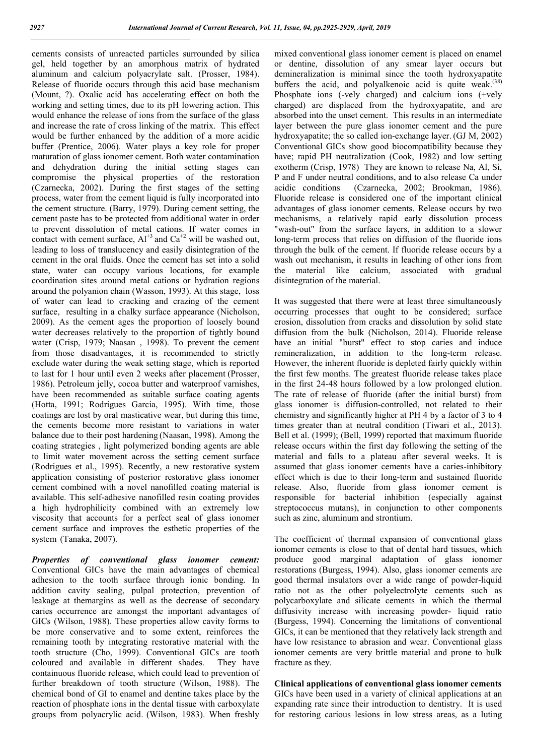cements consists of unreacted particles surrounded by silica gel, held together by an amorphous matrix of hydrated aluminum and calcium polyacrylate salt. (Prosser, 1984). Release of fluoride occurs through this acid base mechanism (Mount, ?). Oxalic acid has accelerating effect on both the working and setting times, due to its pH lowering action. This would enhance the release of ions from the surface of the glass and increase the rate of cross linking of the matrix. This effect would be further enhanced by the addition of a more acidic buffer (Prentice, 2006). Water plays a key role for proper maturation of glass ionomer cement. Both water contamination and dehydration during the initial setting stages can compromise the physical properties of the restoration (Czarnecka, 2002). During the first stages of the setting process, water from the cement liquid is fully incorporated into the cement structure. (Barry, 1979). During cement setting, the cement paste has to be protected from additional water in order to prevent dissolution of metal cations. If water comes in contact with cement surface, $Al^{+3}$ and $Ca^{+2}$ will be washed out, leading to loss of translucency and easily disintegration of the cement in the oral fluids. Once the cement has set into a solid state, water can occupy various locations, for example coordination sites around metal cations or hydration regions around the polyanion chain (Wasson, 1993). At this stage, loss of water can lead to cracking and crazing of the cement surface, resulting in a chalky surface appearance (Nicholson, 2009). As the cement ages the proportion of loosely bound water decreases relatively to the proportion of tightly bound water (Crisp, 1979; Naasan , 1998). To prevent the cement from those disadvantages, it is recommended to strictly exclude water during the weak setting stage, which is reported to last for 1 hour until even 2 weeks after placement (Prosser, 1986). Petroleum jelly, cocoa butter and waterproof varnishes, have been recommended as suitable surface coating agents (Hotta, 1991; Rodrigues Garcia, 1995). With time, those coatings are lost by oral masticative wear, but during this time, the cements become more resistant to variations in water balance due to their post hardening (Naasan, 1998). Among the coating strategies , light polymerized bonding agents are able to limit water movement across the setting cement surface (Rodrigues et al., 1995). Recently, a new restorative system application consisting of posterior restorative glass ionomer cement combined with a novel nanofilled coating material is available. This self-adhesive nanofilled resin coating provides a high hydrophilicity combined with an extremely low viscosity that accounts for a perfect seal of glass ionomer cement surface and improves the esthetic properties of the system (Tanaka, 2007).

***Properties of conventional glass ionomer cement:*** Conventional GICs have the main advantages of chemical adhesion to the tooth surface through ionic bonding. In addition cavity sealing, pulpal protection, prevention of leakage at themargins as well as the decrease of secondary caries occurrence are amongst the important advantages of GICs (Wilson, 1988). These properties allow cavity forms to be more conservative and to some extent, reinforces the remaining tooth by integrating restorative material with the tooth structure (Cho, 1999). Conventional GICs are tooth coloured and available in different shades. They have containuous fluoride release, which could lead to prevention of further breakdown of tooth structure (Wilson, 1988). The chemical bond of GI to enamel and dentine takes place by the reaction of phosphate ions in the dental tissue with carboxylate groups from polyacrylic acid. (Wilson, 1983). When freshly mixed conventional glass ionomer cement is placed on enamel or dentine, dissolution of any smear layer occurs but demineralization is minimal since the tooth hydroxyapatite buffers the acid, and polyalkenoic acid is quite weak.[38] Phosphate ions (-vely charged) and calcium ions (+vely charged) are displaced from the hydroxyapatite, and are absorbed into the unset cement. This results in an intermediate layer between the pure glass ionomer cement and the pure hydroxyapatite; the so called ion-exchange layer. (GJ M, 2002) Conventional GICs show good biocompatibility because they have; rapid PH neutralization (Cook, 1982) and low setting exotherm (Crisp, 1978) They are known to release Na, Al, Si, P and F under neutral conditions, and to also release Ca under acidic conditions (Czarnecka, 2002; Brookman, 1986). Fluoride release is considered one of the important clinical advantages of glass ionomer cements. Release occurs by two mechanisms, a relatively rapid early dissolution process "wash-out" from the surface layers, in addition to a slower long-term process that relies on diffusion of the fluoride ions through the bulk of the cement. If fluoride release occurs by a wash out mechanism, it results in leaching of other ions from the material like calcium, associated with gradual disintegration of the material.

It was suggested that there were at least three simultaneously occurring processes that ought to be considered; surface erosion, dissolution from cracks and dissolution by solid state diffusion from the bulk (Nicholson, 2014). Fluoride release have an initial "burst" effect to stop caries and induce remineralization, in addition to the long-term release. However, the inherent fluoride is depleted fairly quickly within the first few months. The greatest fluoride release takes place in the first 24-48 hours followed by a low prolonged elution. The rate of release of fluoride (after the initial burst) from glass ionomer is diffusion-controlled, not related to their chemistry and significantly higher at PH 4 by a factor of 3 to 4 times greater than at neutral condition (Tiwari et al., 2013). Bell et al. (1999); (Bell, 1999) reported that maximum fluoride release occurs within the first day following the setting of the material and falls to a plateau after several weeks. It is assumed that glass ionomer cements have a caries-inhibitory effect which is due to their long-term and sustained fluoride release. Also, fluoride from glass ionomer cement is responsible for bacterial inhibition (especially against streptococcus mutans), in conjunction to other components such as zinc, aluminum and strontium.

The coefficient of thermal expansion of conventional glass ionomer cements is close to that of dental hard tissues, which produce good marginal adaptation of glass ionomer restorations (Burgess, 1994). Also, glass ionomer cements are good thermal insulators over a wide range of powder-liquid ratio not as the other polyelectrolyte cements such as polycarboxylate and silicate cements in which the thermal diffusivity increase with increasing powder- liquid ratio (Burgess, 1994). Concerning the limitations of conventional GICs, it can be mentioned that they relatively lack strength and have low resistance to abrasion and wear. Conventional glass ionomer cements are very brittle material and prone to bulk fracture as they.

**Clinical applications of conventional glass ionomer cements**

GICs have been used in a variety of clinical applications at an expanding rate since their introduction to dentistry. It is used for restoring carious lesions in low stress areas, as a luting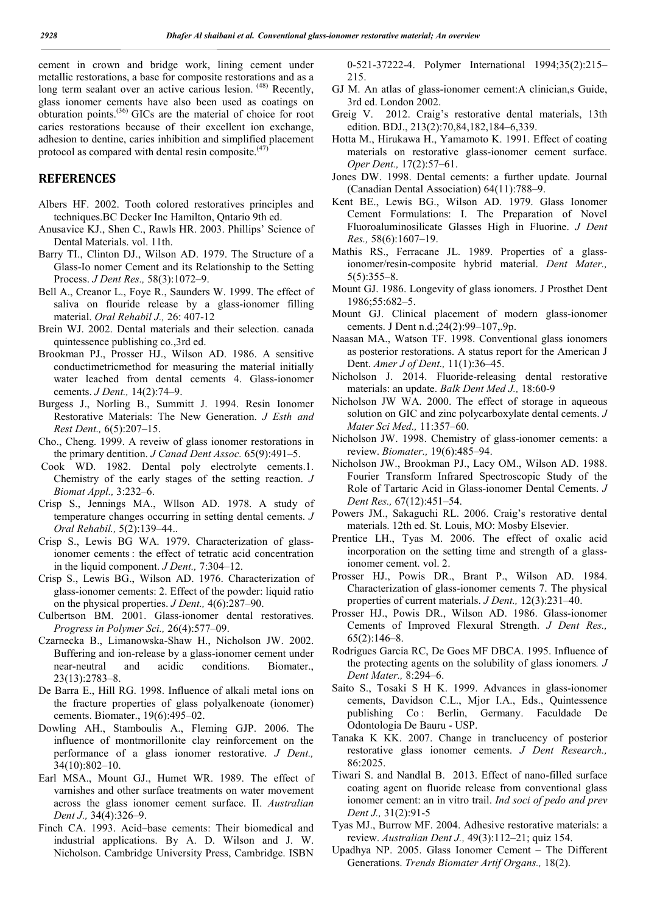cement in crown and bridge work, lining cement under metallic restorations, a base for composite restorations and as a long term sealant over an active carious lesion. [48] Recently, glass ionomer cements have also been used as coatings on obturation points.[36] GICs are the material of choice for root caries restorations because of their excellent ion exchange, adhesion to dentine, caries inhibition and simplified placement protocol as compared with dental resin composite.[47]

## REFERENCES

Albers HF. 2002. Tooth colored restoratives principles and techniques.BC Decker Inc Hamilton, Qntario 9th ed.

Anusavice KJ., Shen C., Rawls HR. 2003. Phillips' Science of Dental Materials. vol. 11th.

Barry TI., Clinton DJ., Wilson AD. 1979. The Structure of a Glass-Io nomer Cement and its Relationship to the Setting Process. *J Dent Res.,* 58(3):1072–9.

Bell A., Creanor L., Foye R., Saunders W. 1999. The effect of saliva on flouride release by a glass-ionomer filling material. *Oral Rehabil J.,* 26: 407-12

Brein WJ. 2002. Dental materials and their selection. canada quintessence publishing co.,3rd ed.

Brookman PJ., Prosser HJ., Wilson AD. 1986. A sensitive conductimetricmethod for measuring the material initially water leached from dental cements 4. Glass-ionomer cements. *J Dent.,* 14(2):74–9.

Burgess J., Norling B., Summitt J. 1994. Resin Ionomer Restorative Materials: The New Generation. *J Esth and Rest Dent.,* 6(5):207–15.

Cho., Cheng. 1999. A reveiw of glass ionomer restorations in the primary dentition. *J Canad Dent Assoc.* 65(9):491–5.

Cook WD. 1982. Dental poly electrolyte cements.1. Chemistry of the early stages of the setting reaction. *J Biomat Appl.,* 3:232–6.

Crisp S., Jennings MA., Wllson AD. 1978. A study of temperature changes occurring in setting dental cements. *J Oral Rehabil.,* 5(2):139–44..

Crisp S., Lewis BG WA. 1979. Characterization of glass-ionomer cements : the effect of tetratic acid concentration in the liquid component. *J Dent.,* 7:304–12.

Crisp S., Lewis BG., Wilson AD. 1976. Characterization of glass-ionomer cements: 2. Effect of the powder: liquid ratio on the physical properties. *J Dent.,* 4(6):287–90.

Culbertson BM. 2001. Glass-ionomer dental restoratives. *Progress in Polymer Sci.,* 26(4):577–09.

Czarnecka B., Limanowska-Shaw H., Nicholson JW. 2002. Buffering and ion-release by a glass-ionomer cement under near-neutral and acidic conditions. Biomater., 23(13):2783–8.

De Barra E., Hill RG. 1998. Influence of alkali metal ions on the fracture properties of glass polyalkenoate (ionomer) cements. Biomater., 19(6):495–02.

Dowling AH., Stamboulis A., Fleming GJP. 2006. The influence of montmorillonite clay reinforcement on the performance of a glass ionomer restorative. *J Dent.,* 34(10):802–10.

Earl MSA., Mount GJ., Humet WR. 1989. The effect of varnishes and other surface treatments on water movement across the glass ionomer cement surface. II. *Australian Dent J.,* 34(4):326–9.

Finch CA. 1993. Acid–base cements: Their biomedical and industrial applications. By A. D. Wilson and J. W. Nicholson. Cambridge University Press, Cambridge. ISBN 0-521-37222-4. Polymer International 1994;35(2):215–215.

GJ M. An atlas of glass-ionomer cement:A clinician,s Guide, 3rd ed. London 2002.

Greig V. 2012. Craig's restorative dental materials, 13th edition. BDJ., 213(2):70,84,182,184–6,339.

Hotta M., Hirukawa H., Yamamoto K. 1991. Effect of coating materials on restorative glass-ionomer cement surface. *Oper Dent.,* 17(2):57–61.

Jones DW. 1998. Dental cements: a further update. Journal (Canadian Dental Association) 64(11):788–9.

Kent BE., Lewis BG., Wilson AD. 1979. Glass Ionomer Cement Formulations: I. The Preparation of Novel Fluoroaluminosilicate Glasses High in Fluorine. *J Dent Res.,* 58(6):1607–19.

Mathis RS., Ferracane JL. 1989. Properties of a glass-ionomer/resin-composite hybrid material. *Dent Mater.,* 5(5):355–8.

Mount GJ. 1986. Longevity of glass ionomers. J Prosthet Dent 1986;55:682–5.

Mount GJ. Clinical placement of modern glass-ionomer cements. J Dent n.d.;24(2):99–107,.9p.

Naasan MA., Watson TF. 1998. Conventional glass ionomers as posterior restorations. A status report for the American J Dent. *Amer J of Dent.,* 11(1):36–45.

Nicholson J. 2014. Fluoride-releasing dental restorative materials: an update. *Balk Dent Med J.,* 18:60-9

Nicholson JW WA. 2000. The effect of storage in aqueous solution on GIC and zinc polycarboxylate dental cements. *J Mater Sci Med.,* 11:357–60.

Nicholson JW. 1998. Chemistry of glass-ionomer cements: a review. *Biomater.,* 19(6):485–94.

Nicholson JW., Brookman PJ., Lacy OM., Wilson AD. 1988. Fourier Transform Infrared Spectroscopic Study of the Role of Tartaric Acid in Glass-ionomer Dental Cements. *J Dent Res.,* 67(12):451–54.

Powers JM., Sakaguchi RL. 2006. Craig's restorative dental materials. 12th ed. St. Louis, MO: Mosby Elsevier.

Prentice LH., Tyas M. 2006. The effect of oxalic acid incorporation on the setting time and strength of a glass-ionomer cement. vol. 2.

Prosser HJ., Powis DR., Brant P., Wilson AD. 1984. Characterization of glass-ionomer cements 7. The physical properties of current materials. *J Dent.,* 12(3):231–40.

Prosser HJ., Powis DR., Wilson AD. 1986. Glass-ionomer Cements of Improved Flexural Strength. *J Dent Res.,* 65(2):146–8.

Rodrigues Garcia RC, De Goes MF DBCA. 1995. Influence of the protecting agents on the solubility of glass ionomers*. J Dent Mater.,* 8:294–6.

Saito S., Tosaki S H K. 1999. Advances in glass-ionomer cements, Davidson C.L., Mjor I.A., Eds., Quintessence publishing Co : Berlin, Germany. Faculdade De Odontologia De Bauru - USP.

Tanaka K KK. 2007. Change in tranclucency of posterior restorative glass ionomer cements. *J Dent Research.,* 86:2025.

Tiwari S. and Nandlal B. 2013. Effect of nano-filled surface coating agent on fluoride release from conventional glass ionomer cement: an in vitro trail. *Ind soci of pedo and prev Dent J.,* 31(2):91-5

Tyas MJ., Burrow MF. 2004. Adhesive restorative materials: a review. *Australian Dent J.,* 49(3):112–21; quiz 154.

Upadhya NP. 2005. Glass Ionomer Cement – The Different Generations. *Trends Biomater Artif Organs.,* 18(2).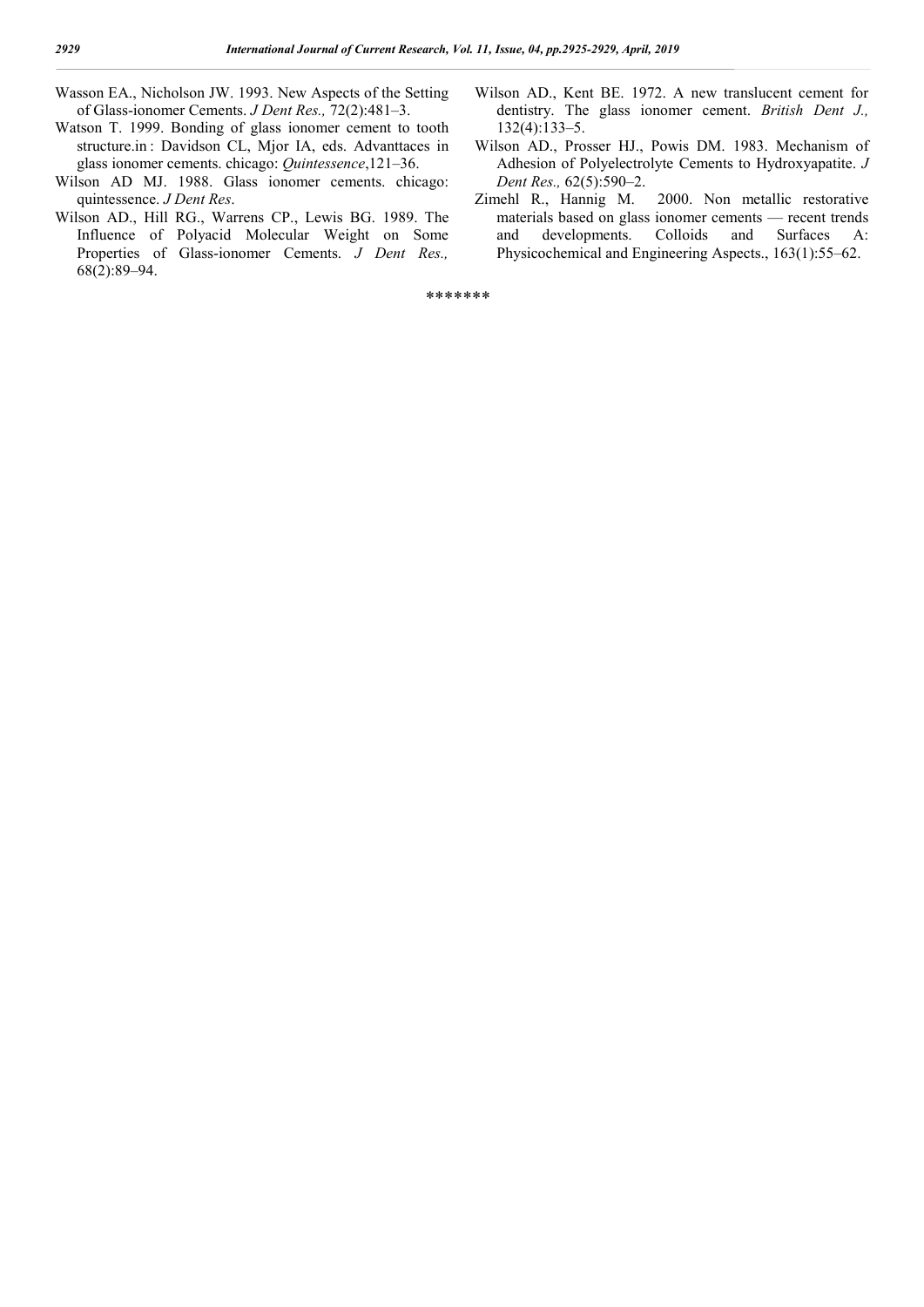Wasson EA., Nicholson JW. 1993. New Aspects of the Setting of Glass-ionomer Cements. *J Dent Res.,* 72(2):481–3.

Watson T. 1999. Bonding of glass ionomer cement to tooth structure.in : Davidson CL, Mjor IA, eds. Advanttaces in glass ionomer cements. chicago: *Quintessence*,121–36.

Wilson AD MJ. 1988. Glass ionomer cements. chicago: quintessence. *J Dent Res*.

Wilson AD., Hill RG., Warrens CP., Lewis BG. 1989. The Influence of Polyacid Molecular Weight on Some Properties of Glass-ionomer Cements. *J Dent Res.,* 68(2):89–94.

Wilson AD., Kent BE. 1972. A new translucent cement for dentistry. The glass ionomer cement. *British Dent J.,* 132(4):133–5.

Wilson AD., Prosser HJ., Powis DM. 1983. Mechanism of Adhesion of Polyelectrolyte Cements to Hydroxyapatite. *J Dent Res.,* 62(5):590–2.

Zimehl R., Hannig M. 2000. Non metallic restorative materials based on glass ionomer cements — recent trends and developments. Colloids and Surfaces A: Physicochemical and Engineering Aspects., 163(1):55–62.

*******